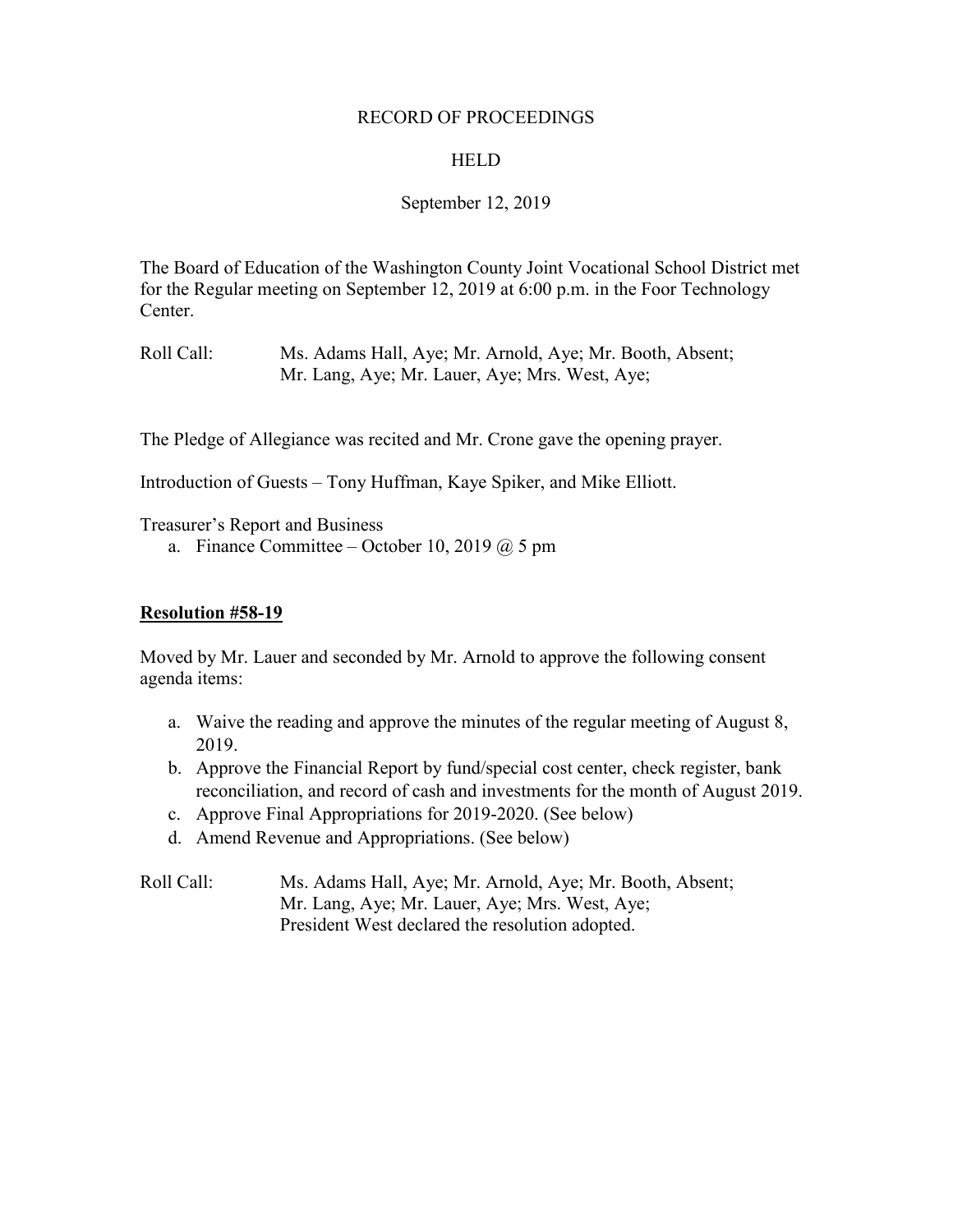RECORD OF PROCEEDINGS

HELD

September 12, 2019

The Board of Education of the Washington County Joint Vocational School District met for the Regular meeting on September 12, 2019 at 6:00 p.m. in the Foor Technology Center.

Roll Call: Ms. Adams Hall, Aye; Mr. Arnold, Aye; Mr. Booth, Absent; Mr. Lang, Aye; Mr. Lauer, Aye; Mrs. West, Aye;

The Pledge of Allegiance was recited and Mr. Crone gave the opening prayer.

Introduction of Guests – Tony Huffman, Kaye Spiker, and Mike Elliott.

Treasurer's Report and Business

a. Finance Committee – October 10, 2019 @ 5 pm

**Resolution #58-19**

Moved by Mr. Lauer and seconded by Mr. Arnold to approve the following consent agenda items:

a. Waive the reading and approve the minutes of the regular meeting of August 8, 2019.
b. Approve the Financial Report by fund/special cost center, check register, bank reconciliation, and record of cash and investments for the month of August 2019.
c. Approve Final Appropriations for 2019-2020. (See below)
d. Amend Revenue and Appropriations. (See below)

Roll Call: Ms. Adams Hall, Aye; Mr. Arnold, Aye; Mr. Booth, Absent; Mr. Lang, Aye; Mr. Lauer, Aye; Mrs. West, Aye;
President West declared the resolution adopted.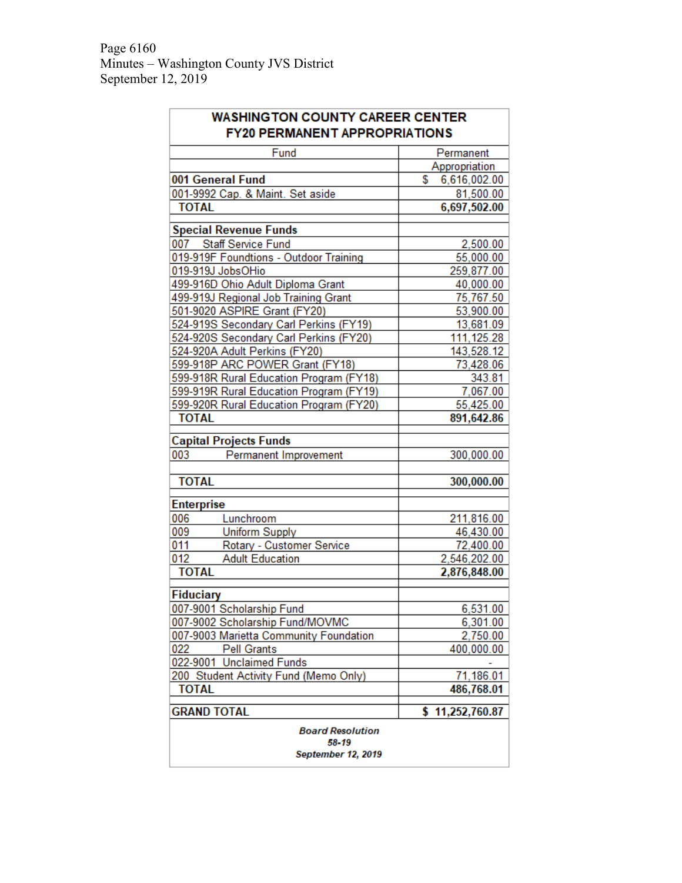# WASHINGTON COUNTY CAREER CENTER
## FY20 PERMANENT APPROPRIATIONS

| Fund | Permanent Appropriation |
|---|---|
| **001 General Fund** | $ 6,616,002.00 |
| 001-9992 Cap. & Maint. Set aside | 81,500.00 |
| **TOTAL** | **6,697,502.00** |
| | |
| **Special Revenue Funds** | |
| 007 Staff Service Fund | 2,500.00 |
| 019-919F Foundtions - Outdoor Training | 55,000.00 |
| 019-919J JobsOHio | 259,877.00 |
| 499-916D Ohio Adult Diploma Grant | 40,000.00 |
| 499-919J Regional Job Training Grant | 75,767.50 |
| 501-9020 ASPIRE Grant (FY20) | 53,900.00 |
| 524-919S Secondary Carl Perkins (FY19) | 13,681.09 |
| 524-920S Secondary Carl Perkins (FY20) | 111,125.28 |
| 524-920A Adult Perkins (FY20) | 143,528.12 |
| 599-918P ARC POWER Grant (FY18) | 73,428.06 |
| 599-918R Rural Education Program (FY18) | 343.81 |
| 599-919R Rural Education Program (FY19) | 7,067.00 |
| 599-920R Rural Education Program (FY20) | 55,425.00 |
| **TOTAL** | **891,642.86** |
| | |
| **Capital Projects Funds** | |
| 003 Permanent Improvement | 300,000.00 |
| | |
| **TOTAL** | **300,000.00** |
| | |
| **Enterprise** | |
| 006 Lunchroom | 211,816.00 |
| 009 Uniform Supply | 46,430.00 |
| 011 Rotary - Customer Service | 72,400.00 |
| 012 Adult Education | 2,546,202.00 |
| **TOTAL** | **2,876,848.00** |
| | |
| **Fiduciary** | |
| 007-9001 Scholarship Fund | 6,531.00 |
| 007-9002 Scholarship Fund/MOVMC | 6,301.00 |
| 007-9003 Marietta Community Foundation | 2,750.00 |
| 022 Pell Grants | 400,000.00 |
| 022-9001 Unclaimed Funds | - |
| 200 Student Activity Fund (Memo Only) | 71,186.01 |
| **TOTAL** | **486,768.01** |
| | |
| **GRAND TOTAL** | **$ 11,252,760.87** |

***Board Resolution***
***58-19***
***September 12, 2019***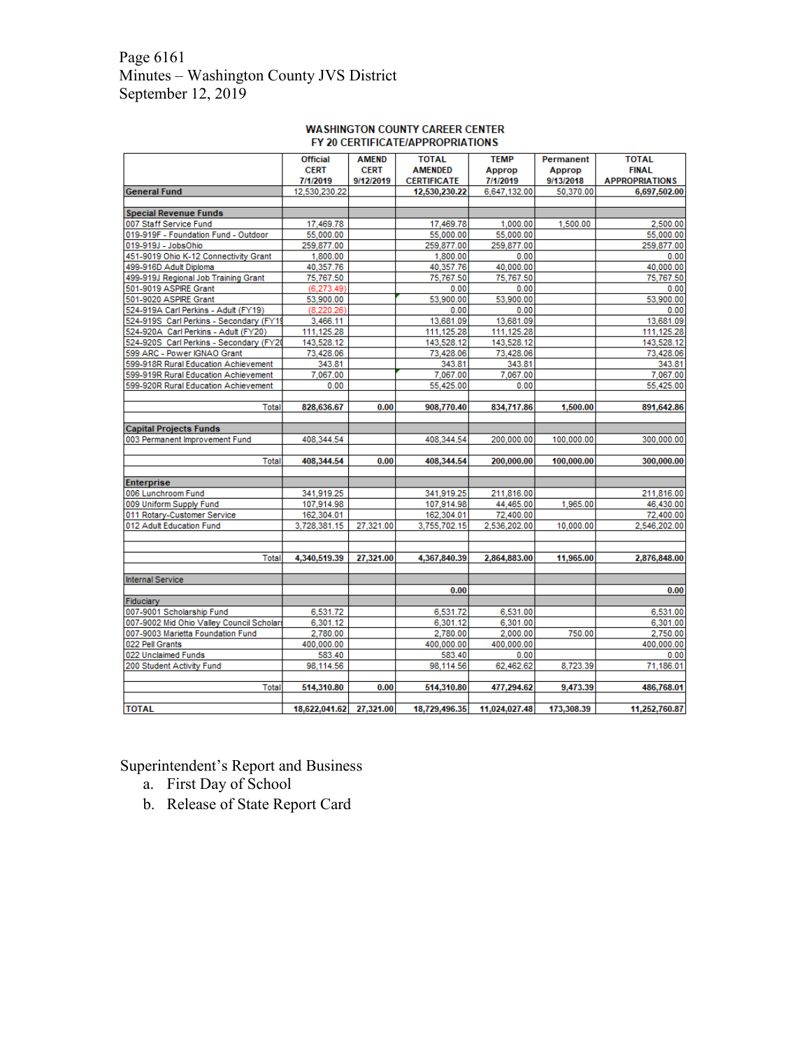Page 6161
Minutes – Washington County JVS District
September 12, 2019

**WASHINGTON COUNTY CAREER CENTER**
**FY 20 CERTIFICATE/APPROPRIATIONS**

| | Official CERT 7/1/2019 | AMEND CERT 9/12/2019 | TOTAL AMENDED CERTIFICATE | TEMP Approp 7/1/2019 | Permanent Approp 9/13/2018 | TOTAL FINAL APPROPRIATIONS |
|---|---|---|---|---|---|---|
| **General Fund** | 12,530,230.22 | | **12,530,230.22** | 6,647,132.00 | 50,370.00 | **6,697,502.00** |
| | | | | | | |
| **Special Revenue Funds** | | | | | | |
| 007 Staff Service Fund | 17,469.78 | | 17,469.78 | 1,000.00 | 1,500.00 | 2,500.00 |
| 019-919F - Foundation Fund - Outdoor | 55,000.00 | | 55,000.00 | 55,000.00 | | 55,000.00 |
| 019-919J - JobsOhio | 259,877.00 | | 259,877.00 | 259,877.00 | | 259,877.00 |
| 451-9019 Ohio K-12 Connectivity Grant | 1,800.00 | | 1,800.00 | 0.00 | | 0.00 |
| 499-916D Adult Diploma | 40,357.76 | | 40,357.76 | 40,000.00 | | 40,000.00 |
| 499-919J Regional Job Training Grant | 75,767.50 | | 75,767.50 | 75,767.50 | | 75,767.50 |
| 501-9019 ASPIRE Grant | (6,273.49) | | 0.00 | 0.00 | | 0.00 |
| 501-9020 ASPIRE Grant | 53,900.00 | | 53,900.00 | 53,900.00 | | 53,900.00 |
| 524-919A Carl Perkins - Adult (FY19) | (8,220.26) | | 0.00 | 0.00 | | 0.00 |
| 524-919S Carl Perkins - Secondary (FY19 | 3,466.11 | | 13,681.09 | 13,681.09 | | 13,681.09 |
| 524-920A Carl Perkins - Adult (FY20) | 111,125.28 | | 111,125.28 | 111,125.28 | | 111,125.28 |
| 524-920S Carl Perkins - Secondary (FY20 | 143,528.12 | | 143,528.12 | 143,528.12 | | 143,528.12 |
| 599 ARC - Power IGNAO Grant | 73,428.06 | | 73,428.06 | 73,428.06 | | 73,428.06 |
| 599-918R Rural Education Achievement | 343.81 | | 343.81 | 343.81 | | 343.81 |
| 599-919R Rural Education Achievement | 7,067.00 | | 7,067.00 | 7,067.00 | | 7,067.00 |
| 599-920R Rural Education Achievement | 0.00 | | 55,425.00 | 0.00 | | 55,425.00 |
| Total | **828,636.67** | **0.00** | **908,770.40** | **834,717.86** | **1,500.00** | **891,642.86** |
| | | | | | | |
| **Capital Projects Funds** | | | | | | |
| 003 Permanent Improvement Fund | 408,344.54 | | 408,344.54 | 200,000.00 | 100,000.00 | 300,000.00 |
| Total | **408,344.54** | **0.00** | **408,344.54** | **200,000.00** | **100,000.00** | **300,000.00** |
| | | | | | | |
| **Enterprise** | | | | | | |
| 006 Lunchroom Fund | 341,919.25 | | 341,919.25 | 211,816.00 | | 211,816.00 |
| 009 Uniform Supply Fund | 107,914.98 | | 107,914.98 | 44,465.00 | 1,965.00 | 46,430.00 |
| 011 Rotary-Customer Service | 162,304.01 | | 162,304.01 | 72,400.00 | | 72,400.00 |
| 012 Adult Education Fund | 3,728,381.15 | 27,321.00 | 3,755,702.15 | 2,536,202.00 | 10,000.00 | 2,546,202.00 |
| Total | **4,340,519.39** | **27,321.00** | **4,367,840.39** | **2,864,883.00** | **11,965.00** | **2,876,848.00** |
| | | | | | | |
| Internal Service | | | | | | |
| | | | **0.00** | | | **0.00** |
| Fiduciary | | | | | | |
| 007-9001 Scholarship Fund | 6,531.72 | | 6,531.72 | 6,531.00 | | 6,531.00 |
| 007-9002 Mid Ohio Valley Council Scholars | 6,301.12 | | 6,301.12 | 6,301.00 | | 6,301.00 |
| 007-9003 Marietta Foundation Fund | 2,780.00 | | 2,780.00 | 2,000.00 | 750.00 | 2,750.00 |
| 022 Pell Grants | 400,000.00 | | 400,000.00 | 400,000.00 | | 400,000.00 |
| 022 Unclaimed Funds | 583.40 | | 583.40 | 0.00 | | 0.00 |
| 200 Student Activity Fund | 98,114.56 | | 98,114.56 | 62,462.62 | 8,723.39 | 71,186.01 |
| Total | **514,310.80** | **0.00** | **514,310.80** | **477,294.62** | **9,473.39** | **486,768.01** |
| | | | | | | |
| **TOTAL** | **18,622,041.62** | **27,321.00** | **18,729,496.35** | **11,024,027.48** | **173,308.39** | **11,252,760.87** |

Superintendent's Report and Business

a. First Day of School
b. Release of State Report Card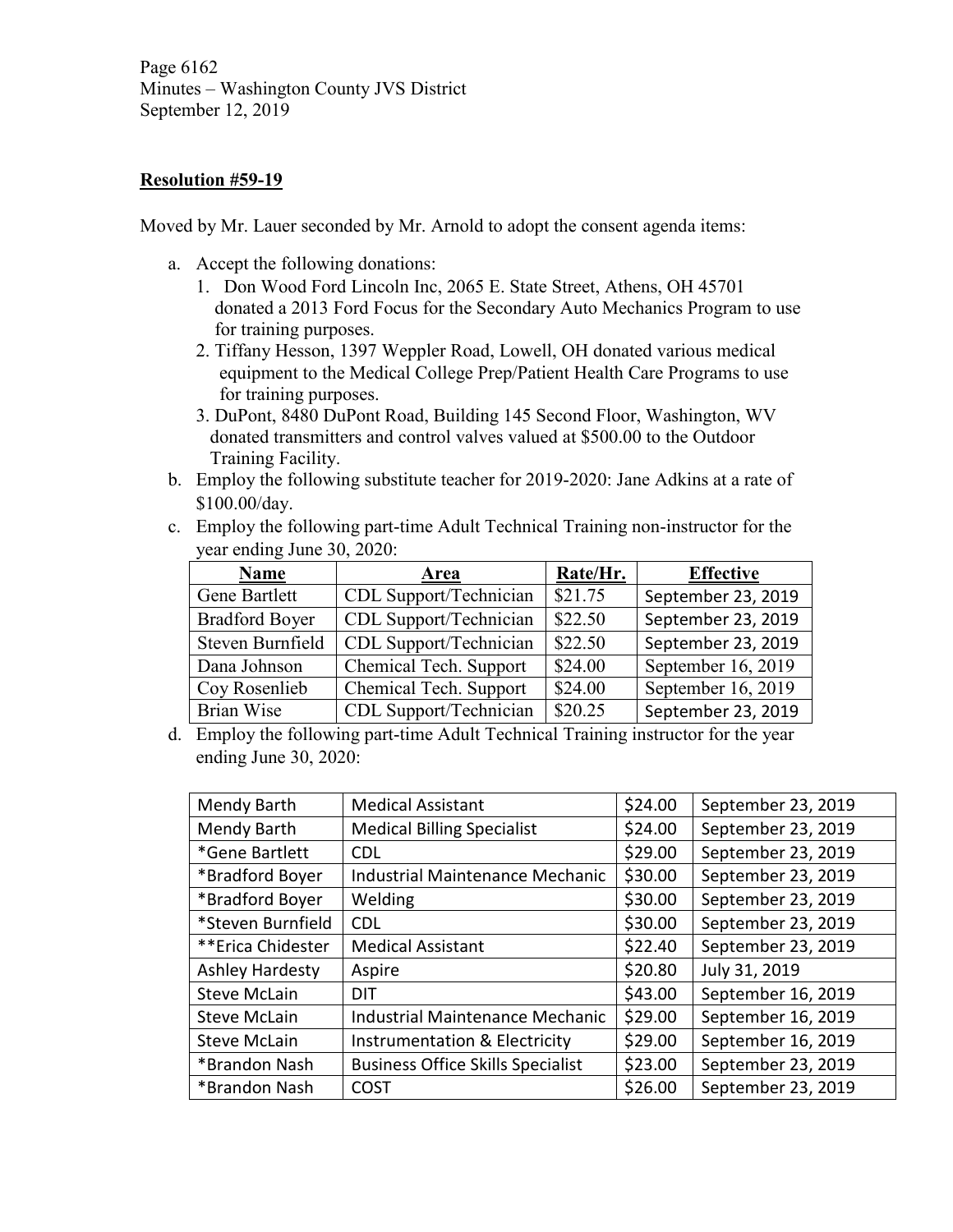**Resolution #59-19**

Moved by Mr. Lauer seconded by Mr. Arnold to adopt the consent agenda items:

a. Accept the following donations:
   1. Don Wood Ford Lincoln Inc, 2065 E. State Street, Athens, OH 45701 donated a 2013 Ford Focus for the Secondary Auto Mechanics Program to use for training purposes.
   2. Tiffany Hesson, 1397 Weppler Road, Lowell, OH donated various medical equipment to the Medical College Prep/Patient Health Care Programs to use for training purposes.
   3. DuPont, 8480 DuPont Road, Building 145 Second Floor, Washington, WV donated transmitters and control valves valued at $500.00 to the Outdoor Training Facility.
b. Employ the following substitute teacher for 2019-2020: Jane Adkins at a rate of $100.00/day.
c. Employ the following part-time Adult Technical Training non-instructor for the year ending June 30, 2020:

| Name | Area | Rate/Hr. | Effective |
|---|---|---|---|
| Gene Bartlett | CDL Support/Technician | $21.75 | September 23, 2019 |
| Bradford Boyer | CDL Support/Technician | $22.50 | September 23, 2019 |
| Steven Burnfield | CDL Support/Technician | $22.50 | September 23, 2019 |
| Dana Johnson | Chemical Tech. Support | $24.00 | September 16, 2019 |
| Coy Rosenlieb | Chemical Tech. Support | $24.00 | September 16, 2019 |
| Brian Wise | CDL Support/Technician | $20.25 | September 23, 2019 |

d. Employ the following part-time Adult Technical Training instructor for the year ending June 30, 2020:

| | | | |
|---|---|---|---|
| Mendy Barth | Medical Assistant | $24.00 | September 23, 2019 |
| Mendy Barth | Medical Billing Specialist | $24.00 | September 23, 2019 |
| *Gene Bartlett | CDL | $29.00 | September 23, 2019 |
| *Bradford Boyer | Industrial Maintenance Mechanic | $30.00 | September 23, 2019 |
| *Bradford Boyer | Welding | $30.00 | September 23, 2019 |
| *Steven Burnfield | CDL | $30.00 | September 23, 2019 |
| **Erica Chidester | Medical Assistant | $22.40 | September 23, 2019 |
| Ashley Hardesty | Aspire | $20.80 | July 31, 2019 |
| Steve McLain | DIT | $43.00 | September 16, 2019 |
| Steve McLain | Industrial Maintenance Mechanic | $29.00 | September 16, 2019 |
| Steve McLain | Instrumentation & Electricity | $29.00 | September 16, 2019 |
| *Brandon Nash | Business Office Skills Specialist | $23.00 | September 23, 2019 |
| *Brandon Nash | COST | $26.00 | September 23, 2019 |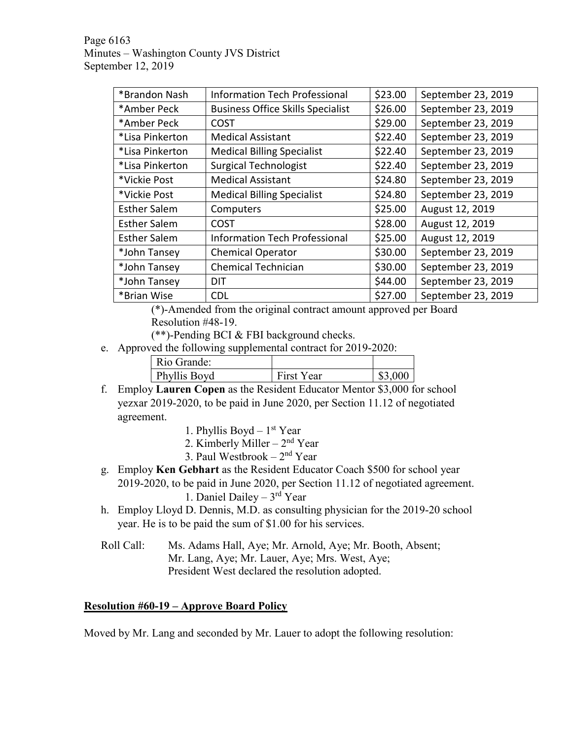| *Brandon Nash | Information Tech Professional | $23.00 | September 23, 2019 |
|---|---|---|---|
| *Amber Peck | Business Office Skills Specialist | $26.00 | September 23, 2019 |
| *Amber Peck | COST | $29.00 | September 23, 2019 |
| *Lisa Pinkerton | Medical Assistant | $22.40 | September 23, 2019 |
| *Lisa Pinkerton | Medical Billing Specialist | $22.40 | September 23, 2019 |
| *Lisa Pinkerton | Surgical Technologist | $22.40 | September 23, 2019 |
| *Vickie Post | Medical Assistant | $24.80 | September 23, 2019 |
| *Vickie Post | Medical Billing Specialist | $24.80 | September 23, 2019 |
| Esther Salem | Computers | $25.00 | August 12, 2019 |
| Esther Salem | COST | $28.00 | August 12, 2019 |
| Esther Salem | Information Tech Professional | $25.00 | August 12, 2019 |
| *John Tansey | Chemical Operator | $30.00 | September 23, 2019 |
| *John Tansey | Chemical Technician | $30.00 | September 23, 2019 |
| *John Tansey | DIT | $44.00 | September 23, 2019 |
| *Brian Wise | CDL | $27.00 | September 23, 2019 |

(*)-Amended from the original contract amount approved per Board Resolution #48-19.

(**)-Pending BCI & FBI background checks.

e. Approved the following supplemental contract for 2019-2020:

| Rio Grande: | | |
|---|---|---|
| Phyllis Boyd | First Year | $3,000 |

f. Employ **Lauren Copen** as the Resident Educator Mentor $3,000 for school yezxar 2019-2020, to be paid in June 2020, per Section 11.12 of negotiated agreement.

1. Phyllis Boyd – 1st Year
2. Kimberly Miller – 2nd Year
3. Paul Westbrook – 2nd Year

g. Employ **Ken Gebhart** as the Resident Educator Coach $500 for school year 2019-2020, to be paid in June 2020, per Section 11.12 of negotiated agreement.

1. Daniel Dailey – 3rd Year

h. Employ Lloyd D. Dennis, M.D. as consulting physician for the 2019-20 school year. He is to be paid the sum of $1.00 for his services.

Roll Call: Ms. Adams Hall, Aye; Mr. Arnold, Aye; Mr. Booth, Absent; Mr. Lang, Aye; Mr. Lauer, Aye; Mrs. West, Aye; President West declared the resolution adopted.

## Resolution #60-19 – Approve Board Policy

Moved by Mr. Lang and seconded by Mr. Lauer to adopt the following resolution: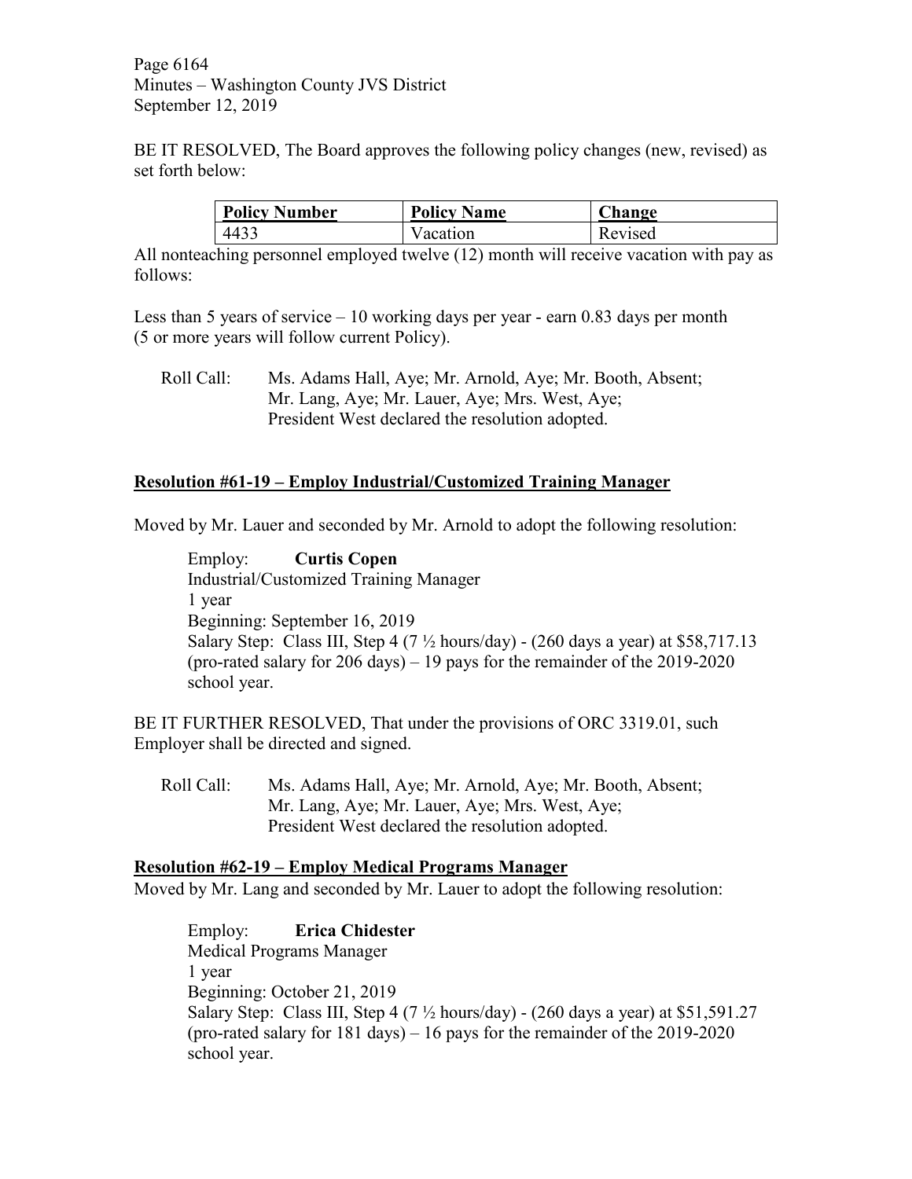BE IT RESOLVED, The Board approves the following policy changes (new, revised) as set forth below:

| Policy Number | Policy Name | Change |
|---|---|---|
| 4433 | Vacation | Revised |

All nonteaching personnel employed twelve (12) month will receive vacation with pay as follows:

Less than 5 years of service – 10 working days per year - earn 0.83 days per month (5 or more years will follow current Policy).

Roll Call: Ms. Adams Hall, Aye; Mr. Arnold, Aye; Mr. Booth, Absent; Mr. Lang, Aye; Mr. Lauer, Aye; Mrs. West, Aye;
President West declared the resolution adopted.

**Resolution #61-19 – Employ Industrial/Customized Training Manager**

Moved by Mr. Lauer and seconded by Mr. Arnold to adopt the following resolution:

Employ: **Curtis Copen**
Industrial/Customized Training Manager
1 year
Beginning: September 16, 2019
Salary Step: Class III, Step 4 (7 ½ hours/day) - (260 days a year) at $58,717.13 (pro-rated salary for 206 days) – 19 pays for the remainder of the 2019-2020 school year.

BE IT FURTHER RESOLVED, That under the provisions of ORC 3319.01, such Employer shall be directed and signed.

Roll Call: Ms. Adams Hall, Aye; Mr. Arnold, Aye; Mr. Booth, Absent; Mr. Lang, Aye; Mr. Lauer, Aye; Mrs. West, Aye;
President West declared the resolution adopted.

**Resolution #62-19 – Employ Medical Programs Manager**

Moved by Mr. Lang and seconded by Mr. Lauer to adopt the following resolution:

Employ: **Erica Chidester**
Medical Programs Manager
1 year
Beginning: October 21, 2019
Salary Step: Class III, Step 4 (7 ½ hours/day) - (260 days a year) at $51,591.27 (pro-rated salary for 181 days) – 16 pays for the remainder of the 2019-2020 school year.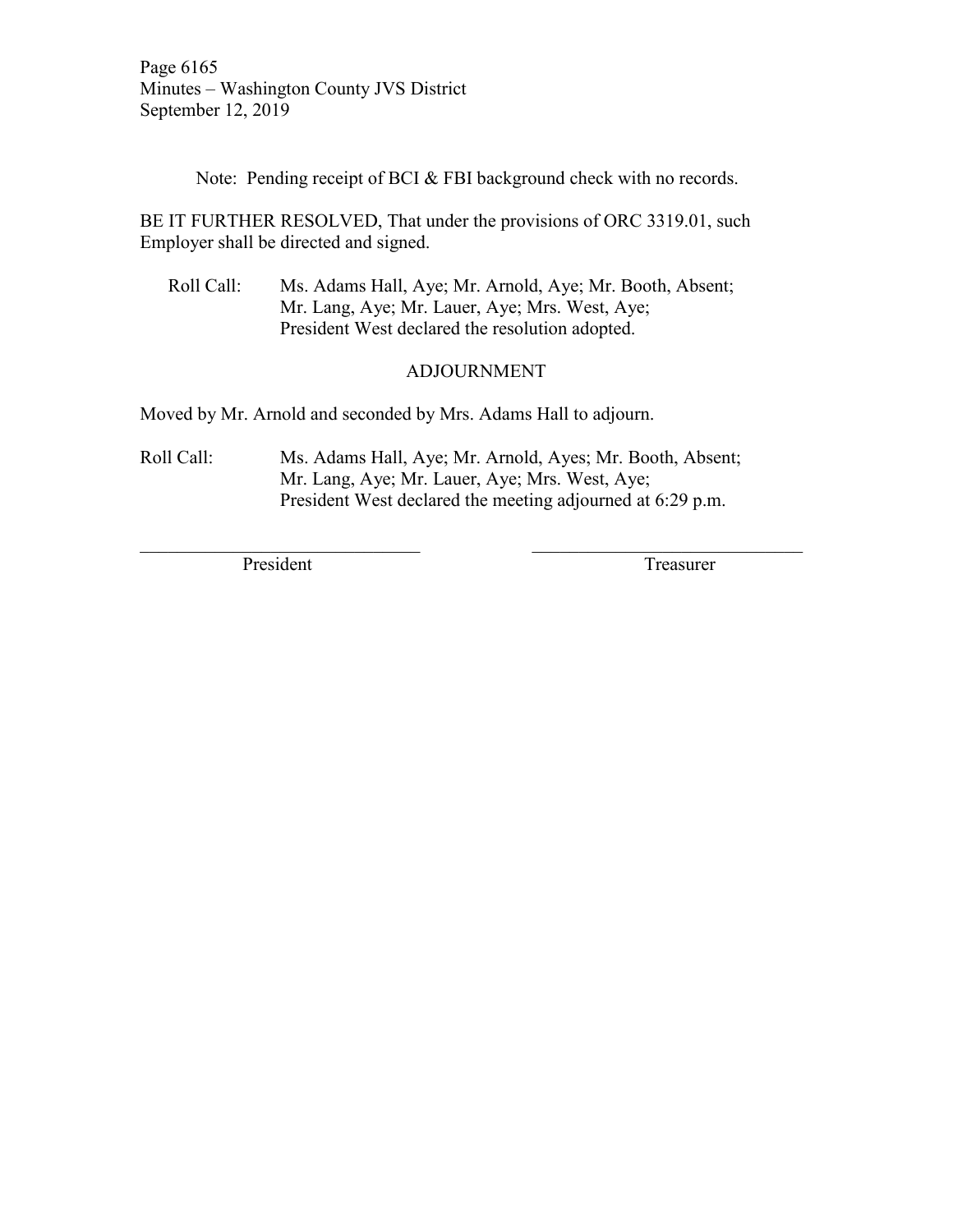Note: Pending receipt of BCI & FBI background check with no records.

BE IT FURTHER RESOLVED, That under the provisions of ORC 3319.01, such Employer shall be directed and signed.

Roll Call: Ms. Adams Hall, Aye; Mr. Arnold, Aye; Mr. Booth, Absent; Mr. Lang, Aye; Mr. Lauer, Aye; Mrs. West, Aye; President West declared the resolution adopted.

## ADJOURNMENT

Moved by Mr. Arnold and seconded by Mrs. Adams Hall to adjourn.

Roll Call: Ms. Adams Hall, Aye; Mr. Arnold, Ayes; Mr. Booth, Absent; Mr. Lang, Aye; Mr. Lauer, Aye; Mrs. West, Aye; President West declared the meeting adjourned at 6:29 p.m.

______________________________ President

______________________________ Treasurer